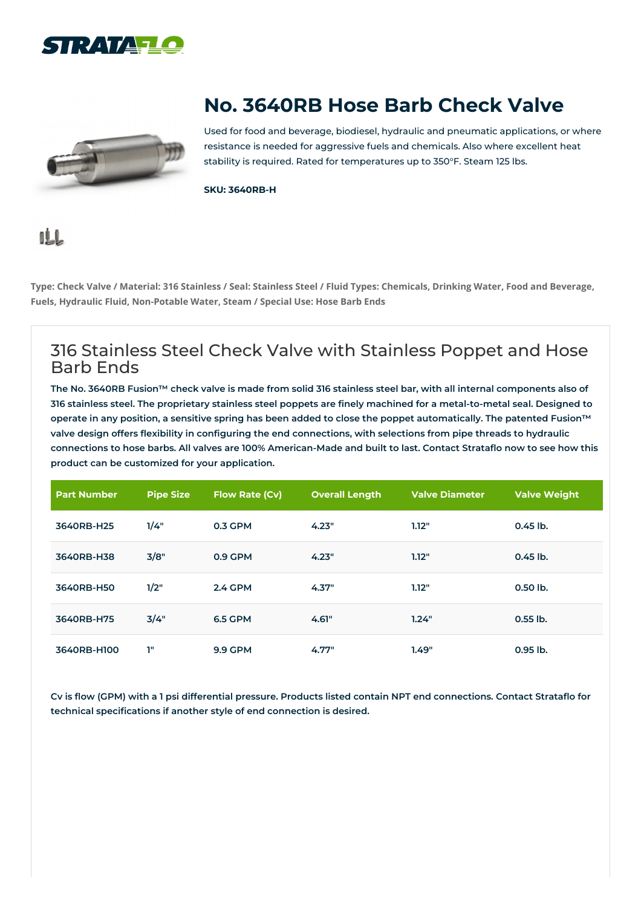# No. 3640RB Hose Barb Check Valve

Used for food and beverage, biodiesel, hydraulic and pneumatic applications, or where resistance is needed for aggressive fuels and chemicals. Also where excellent heat stability is required. Rated for temperatures up to 350°F. Steam 125 lbs.

**SKU: 3640RB-H**

**Type: Check Valve / Material: 316 Stainless / Seal: Stainless Steel / Fluid Types: Chemicals, Drinking Water, Food and Beverage, Fuels, Hydraulic Fluid, Non-Potable Water, Steam / Special Use: Hose Barb Ends**

## 316 Stainless Steel Check Valve with Stainless Poppet and Hose Barb Ends

**The No. 3640RB Fusion™ check valve is made from solid 316 stainless steel bar, with all internal components also of 316 stainless steel. The proprietary stainless steel poppets are finely machined for a metal-to-metal seal. Designed to operate in any position, a sensitive spring has been added to close the poppet automatically. The patented Fusion™ valve design offers flexibility in configuring the end connections, with selections from pipe threads to hydraulic connections to hose barbs. All valves are 100% American-Made and built to last. Contact Strataflo now to see how this product can be customized for your application.**

| Part Number | Pipe Size | Flow Rate (Cv) | Overall Length | Valve Diameter | Valve Weight |
|---|---|---|---|---|---|
| 3640RB-H25 | 1/4" | 0.3 GPM | 4.23" | 1.12" | 0.45 lb. |
| 3640RB-H38 | 3/8" | 0.9 GPM | 4.23" | 1.12" | 0.45 lb. |
| 3640RB-H50 | 1/2" | 2.4 GPM | 4.37" | 1.12" | 0.50 lb. |
| 3640RB-H75 | 3/4" | 6.5 GPM | 4.61" | 1.24" | 0.55 lb. |
| 3640RB-H100 | 1" | 9.9 GPM | 4.77" | 1.49" | 0.95 lb. |

**Cv is flow (GPM) with a 1 psi differential pressure. Products listed contain NPT end connections. Contact Strataflo for technical specifications if another style of end connection is desired.**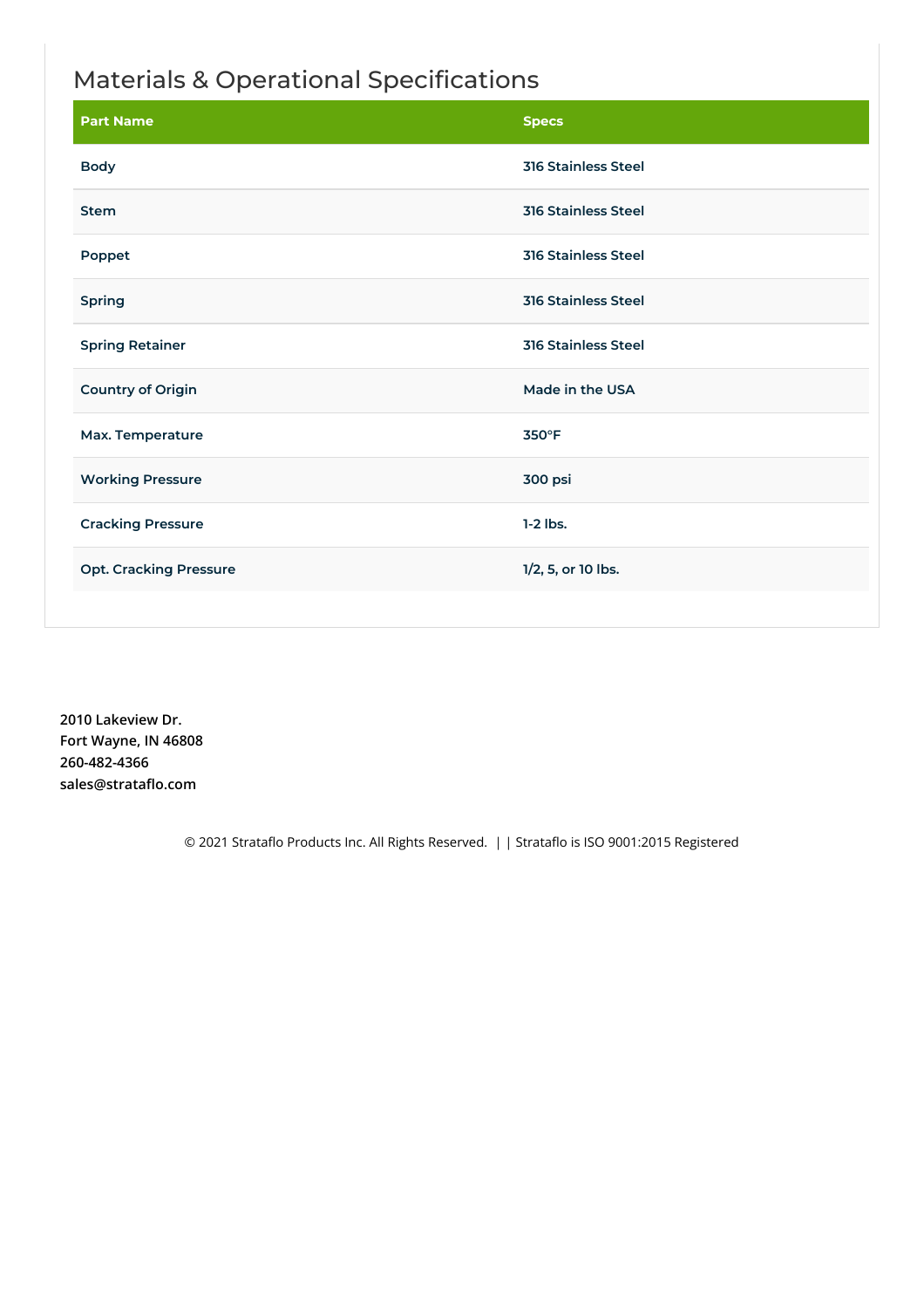## Materials & Operational Specifications

| Part Name | Specs |
|---|---|
| Body | 316 Stainless Steel |
| Stem | 316 Stainless Steel |
| Poppet | 316 Stainless Steel |
| Spring | 316 Stainless Steel |
| Spring Retainer | 316 Stainless Steel |
| Country of Origin | Made in the USA |
| Max. Temperature | 350°F |
| Working Pressure | 300 psi |
| Cracking Pressure | 1-2 lbs. |
| Opt. Cracking Pressure | 1/2, 5, or 10 lbs. |

**2010 Lakeview Dr.**
**Fort Wayne, IN 46808**
**260-482-4366**
**sales@strataflo.com**

© 2021 Strataflo Products Inc. All Rights Reserved. | | Strataflo is ISO 9001:2015 Registered